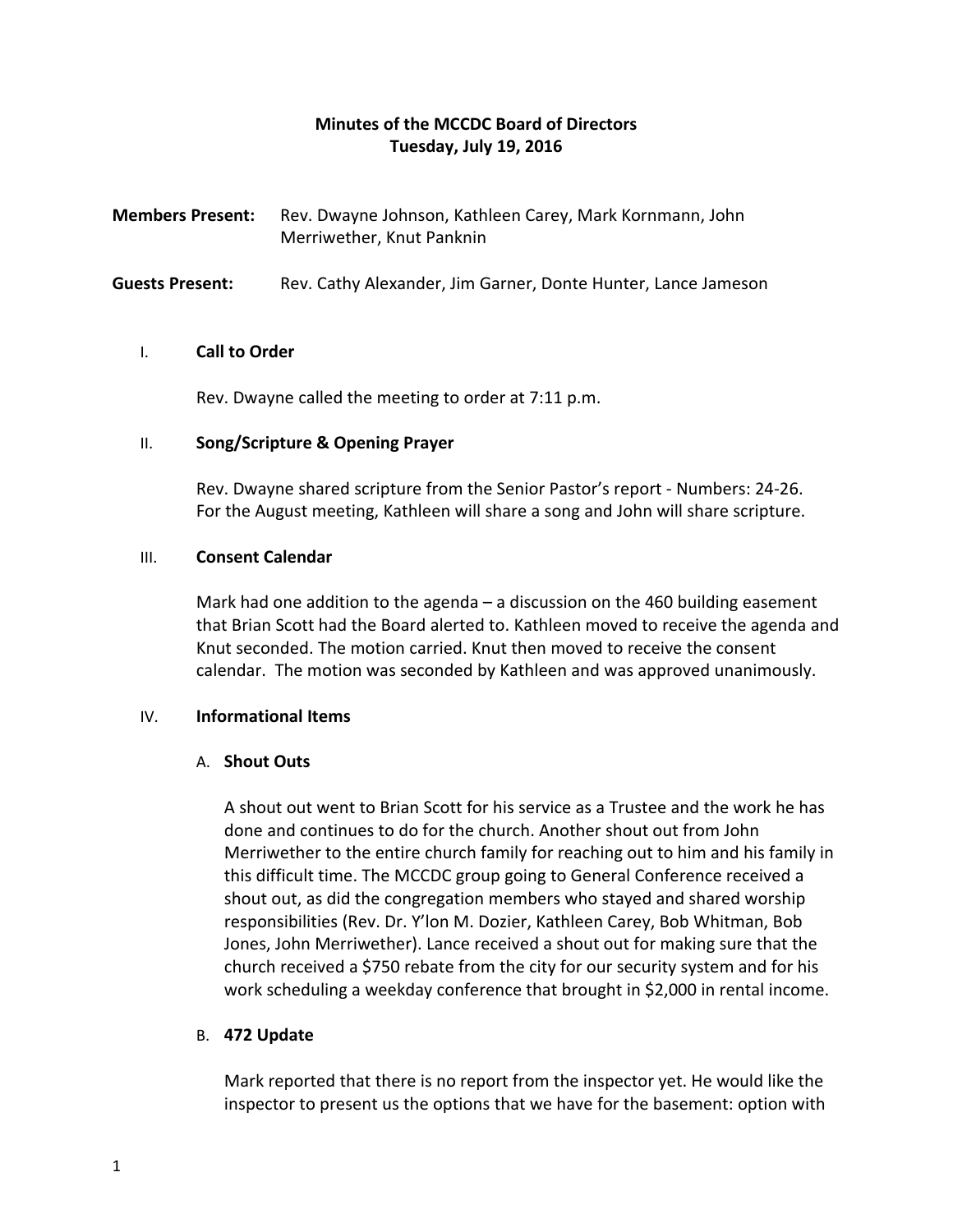**Minutes of the MCCDC Board of Directors**
**Tuesday, July 19, 2016**

**Members Present:** Rev. Dwayne Johnson, Kathleen Carey, Mark Kornmann, John Merriwether, Knut Panknin

**Guests Present:** Rev. Cathy Alexander, Jim Garner, Donte Hunter, Lance Jameson

I. **Call to Order**

Rev. Dwayne called the meeting to order at 7:11 p.m.

II. **Song/Scripture & Opening Prayer**

Rev. Dwayne shared scripture from the Senior Pastor's report - Numbers: 24-26. For the August meeting, Kathleen will share a song and John will share scripture.

III. **Consent Calendar**

Mark had one addition to the agenda – a discussion on the 460 building easement that Brian Scott had the Board alerted to. Kathleen moved to receive the agenda and Knut seconded. The motion carried. Knut then moved to receive the consent calendar. The motion was seconded by Kathleen and was approved unanimously.

IV. **Informational Items**

A. **Shout Outs**

A shout out went to Brian Scott for his service as a Trustee and the work he has done and continues to do for the church. Another shout out from John Merriwether to the entire church family for reaching out to him and his family in this difficult time. The MCCDC group going to General Conference received a shout out, as did the congregation members who stayed and shared worship responsibilities (Rev. Dr. Y'lon M. Dozier, Kathleen Carey, Bob Whitman, Bob Jones, John Merriwether). Lance received a shout out for making sure that the church received a $750 rebate from the city for our security system and for his work scheduling a weekday conference that brought in $2,000 in rental income.

B. **472 Update**

Mark reported that there is no report from the inspector yet. He would like the inspector to present us the options that we have for the basement: option with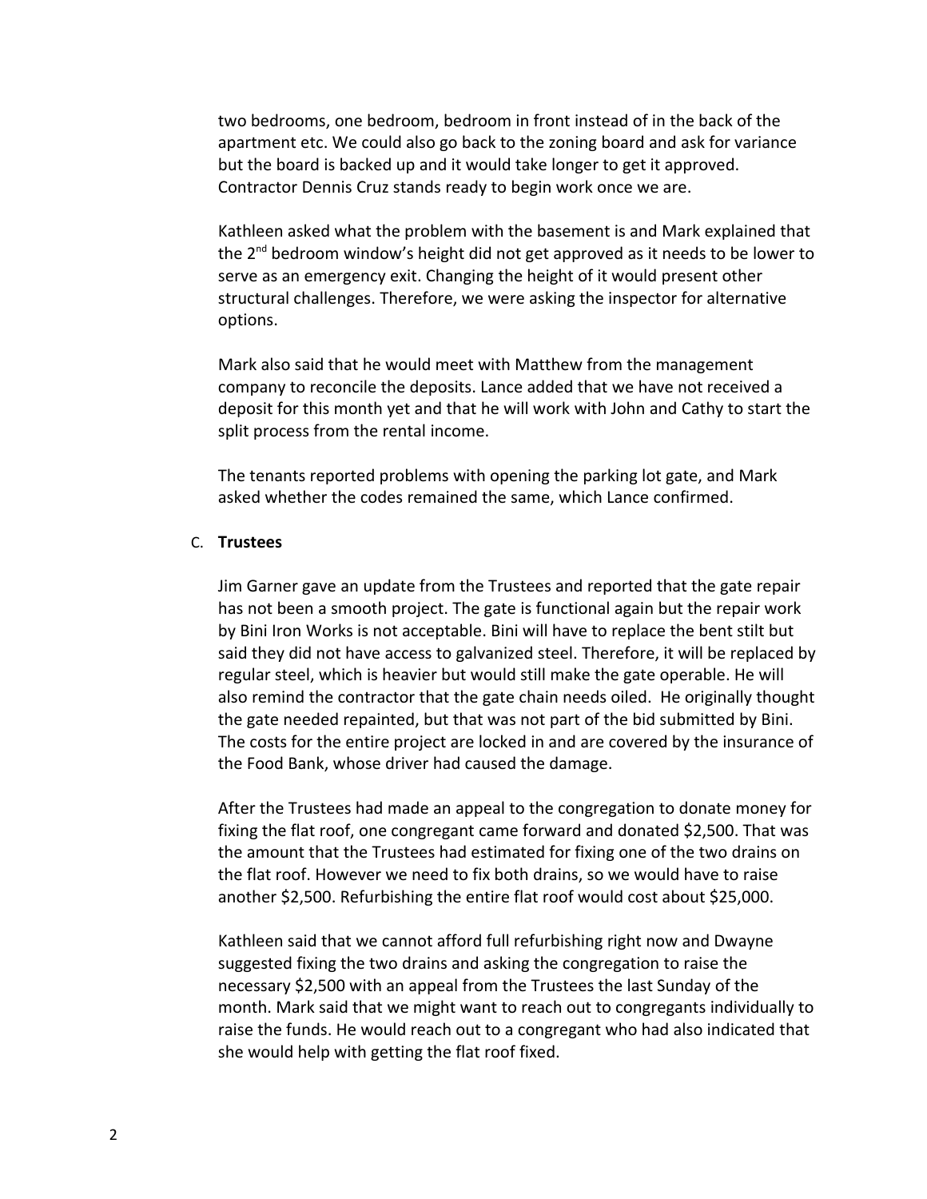two bedrooms, one bedroom, bedroom in front instead of in the back of the apartment etc. We could also go back to the zoning board and ask for variance but the board is backed up and it would take longer to get it approved. Contractor Dennis Cruz stands ready to begin work once we are.

Kathleen asked what the problem with the basement is and Mark explained that the 2nd bedroom window's height did not get approved as it needs to be lower to serve as an emergency exit. Changing the height of it would present other structural challenges. Therefore, we were asking the inspector for alternative options.

Mark also said that he would meet with Matthew from the management company to reconcile the deposits. Lance added that we have not received a deposit for this month yet and that he will work with John and Cathy to start the split process from the rental income.

The tenants reported problems with opening the parking lot gate, and Mark asked whether the codes remained the same, which Lance confirmed.

C. **Trustees**

Jim Garner gave an update from the Trustees and reported that the gate repair has not been a smooth project. The gate is functional again but the repair work by Bini Iron Works is not acceptable. Bini will have to replace the bent stilt but said they did not have access to galvanized steel. Therefore, it will be replaced by regular steel, which is heavier but would still make the gate operable. He will also remind the contractor that the gate chain needs oiled. He originally thought the gate needed repainted, but that was not part of the bid submitted by Bini. The costs for the entire project are locked in and are covered by the insurance of the Food Bank, whose driver had caused the damage.

After the Trustees had made an appeal to the congregation to donate money for fixing the flat roof, one congregant came forward and donated $2,500. That was the amount that the Trustees had estimated for fixing one of the two drains on the flat roof. However we need to fix both drains, so we would have to raise another $2,500. Refurbishing the entire flat roof would cost about $25,000.

Kathleen said that we cannot afford full refurbishing right now and Dwayne suggested fixing the two drains and asking the congregation to raise the necessary $2,500 with an appeal from the Trustees the last Sunday of the month. Mark said that we might want to reach out to congregants individually to raise the funds. He would reach out to a congregant who had also indicated that she would help with getting the flat roof fixed.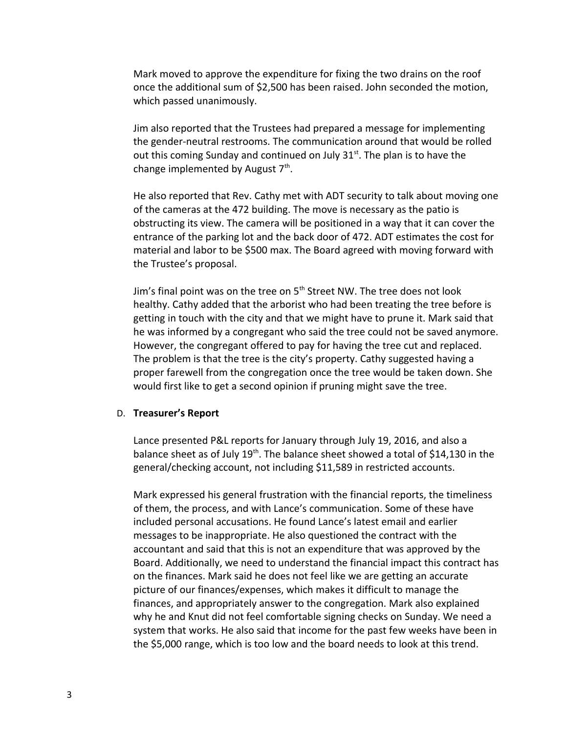Mark moved to approve the expenditure for fixing the two drains on the roof once the additional sum of $2,500 has been raised. John seconded the motion, which passed unanimously.

Jim also reported that the Trustees had prepared a message for implementing the gender-neutral restrooms. The communication around that would be rolled out this coming Sunday and continued on July 31st. The plan is to have the change implemented by August 7th.

He also reported that Rev. Cathy met with ADT security to talk about moving one of the cameras at the 472 building. The move is necessary as the patio is obstructing its view. The camera will be positioned in a way that it can cover the entrance of the parking lot and the back door of 472. ADT estimates the cost for material and labor to be $500 max. The Board agreed with moving forward with the Trustee's proposal.

Jim's final point was on the tree on 5th Street NW. The tree does not look healthy. Cathy added that the arborist who had been treating the tree before is getting in touch with the city and that we might have to prune it. Mark said that he was informed by a congregant who said the tree could not be saved anymore. However, the congregant offered to pay for having the tree cut and replaced. The problem is that the tree is the city's property. Cathy suggested having a proper farewell from the congregation once the tree would be taken down. She would first like to get a second opinion if pruning might save the tree.

D. **Treasurer's Report**

Lance presented P&L reports for January through July 19, 2016, and also a balance sheet as of July 19th. The balance sheet showed a total of $14,130 in the general/checking account, not including $11,589 in restricted accounts.

Mark expressed his general frustration with the financial reports, the timeliness of them, the process, and with Lance's communication. Some of these have included personal accusations. He found Lance's latest email and earlier messages to be inappropriate. He also questioned the contract with the accountant and said that this is not an expenditure that was approved by the Board. Additionally, we need to understand the financial impact this contract has on the finances. Mark said he does not feel like we are getting an accurate picture of our finances/expenses, which makes it difficult to manage the finances, and appropriately answer to the congregation. Mark also explained why he and Knut did not feel comfortable signing checks on Sunday. We need a system that works. He also said that income for the past few weeks have been in the $5,000 range, which is too low and the board needs to look at this trend.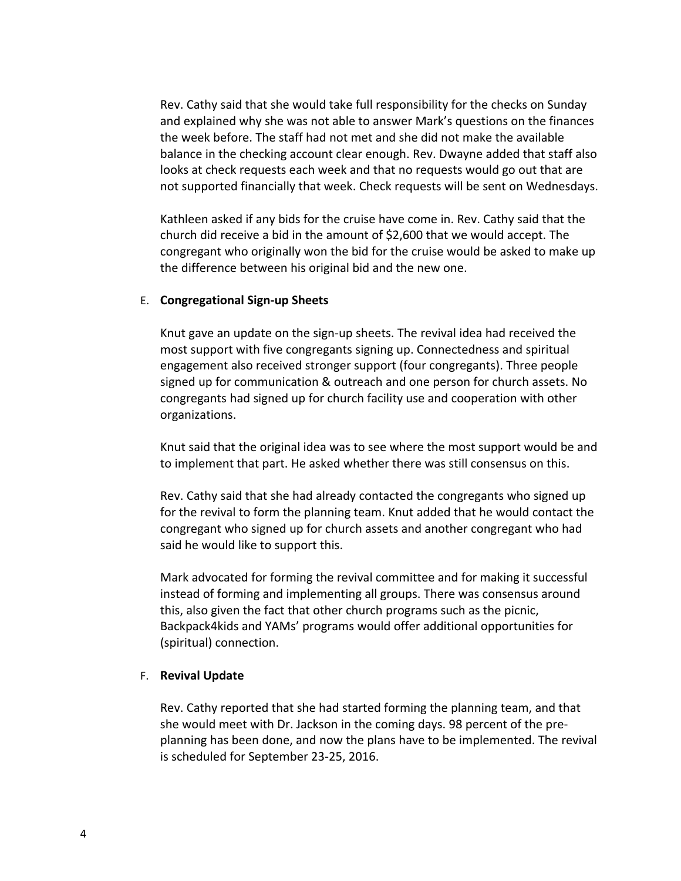Rev. Cathy said that she would take full responsibility for the checks on Sunday and explained why she was not able to answer Mark's questions on the finances the week before. The staff had not met and she did not make the available balance in the checking account clear enough. Rev. Dwayne added that staff also looks at check requests each week and that no requests would go out that are not supported financially that week. Check requests will be sent on Wednesdays.

Kathleen asked if any bids for the cruise have come in. Rev. Cathy said that the church did receive a bid in the amount of $2,600 that we would accept. The congregant who originally won the bid for the cruise would be asked to make up the difference between his original bid and the new one.

E. **Congregational Sign-up Sheets**

Knut gave an update on the sign-up sheets. The revival idea had received the most support with five congregants signing up. Connectedness and spiritual engagement also received stronger support (four congregants). Three people signed up for communication & outreach and one person for church assets. No congregants had signed up for church facility use and cooperation with other organizations.

Knut said that the original idea was to see where the most support would be and to implement that part. He asked whether there was still consensus on this.

Rev. Cathy said that she had already contacted the congregants who signed up for the revival to form the planning team. Knut added that he would contact the congregant who signed up for church assets and another congregant who had said he would like to support this.

Mark advocated for forming the revival committee and for making it successful instead of forming and implementing all groups. There was consensus around this, also given the fact that other church programs such as the picnic, Backpack4kids and YAMs' programs would offer additional opportunities for (spiritual) connection.

F. **Revival Update**

Rev. Cathy reported that she had started forming the planning team, and that she would meet with Dr. Jackson in the coming days. 98 percent of the pre-planning has been done, and now the plans have to be implemented. The revival is scheduled for September 23-25, 2016.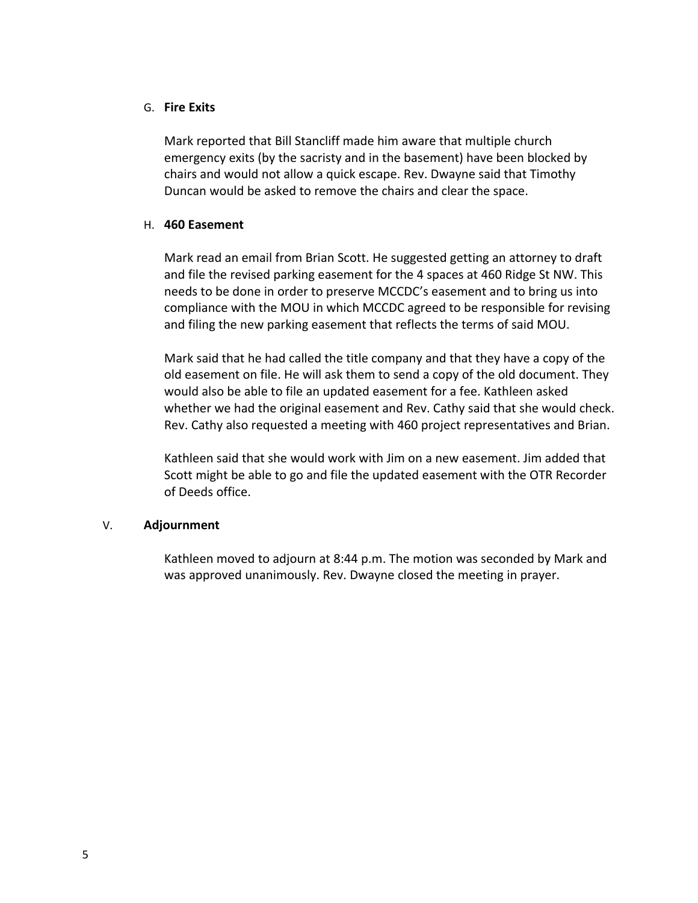### G. Fire Exits

Mark reported that Bill Stancliff made him aware that multiple church emergency exits (by the sacristy and in the basement) have been blocked by chairs and would not allow a quick escape. Rev. Dwayne said that Timothy Duncan would be asked to remove the chairs and clear the space.

### H. 460 Easement

Mark read an email from Brian Scott. He suggested getting an attorney to draft and file the revised parking easement for the 4 spaces at 460 Ridge St NW. This needs to be done in order to preserve MCCDC's easement and to bring us into compliance with the MOU in which MCCDC agreed to be responsible for revising and filing the new parking easement that reflects the terms of said MOU.

Mark said that he had called the title company and that they have a copy of the old easement on file. He will ask them to send a copy of the old document. They would also be able to file an updated easement for a fee. Kathleen asked whether we had the original easement and Rev. Cathy said that she would check. Rev. Cathy also requested a meeting with 460 project representatives and Brian.

Kathleen said that she would work with Jim on a new easement. Jim added that Scott might be able to go and file the updated easement with the OTR Recorder of Deeds office.

## V. Adjournment

Kathleen moved to adjourn at 8:44 p.m. The motion was seconded by Mark and was approved unanimously. Rev. Dwayne closed the meeting in prayer.